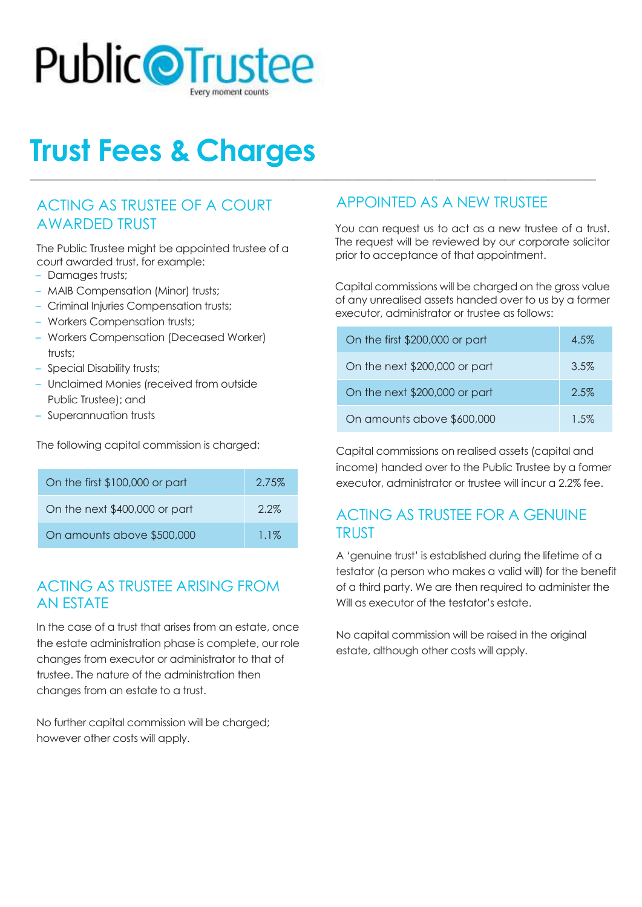Public Trustee
Every moment counts

# Trust Fees & Charges

## ACTING AS TRUSTEE OF A COURT AWARDED TRUST

The Public Trustee might be appointed trustee of a court awarded trust, for example:

- Damages trusts;
- MAIB Compensation (Minor) trusts;
- Criminal Injuries Compensation trusts;
- Workers Compensation trusts;
- Workers Compensation (Deceased Worker) trusts;
- Special Disability trusts;
- Unclaimed Monies (received from outside Public Trustee); and
- Superannuation trusts

The following capital commission is charged:

| | |
|---|---|
| On the first $100,000 or part | 2.75% |
| On the next $400,000 or part | 2.2% |
| On amounts above $500,000 | 1.1% |

## ACTING AS TRUSTEE ARISING FROM AN ESTATE

In the case of a trust that arises from an estate, once the estate administration phase is complete, our role changes from executor or administrator to that of trustee. The nature of the administration then changes from an estate to a trust.

No further capital commission will be charged; however other costs will apply.

## APPOINTED AS A NEW TRUSTEE

You can request us to act as a new trustee of a trust. The request will be reviewed by our corporate solicitor prior to acceptance of that appointment.

Capital commissions will be charged on the gross value of any unrealised assets handed over to us by a former executor, administrator or trustee as follows:

| | |
|---|---|
| On the first $200,000 or part | 4.5% |
| On the next $200,000 or part | 3.5% |
| On the next $200,000 or part | 2.5% |
| On amounts above $600,000 | 1.5% |

Capital commissions on realised assets (capital and income) handed over to the Public Trustee by a former executor, administrator or trustee will incur a 2.2% fee.

## ACTING AS TRUSTEE FOR A GENUINE TRUST

A 'genuine trust' is established during the lifetime of a testator (a person who makes a valid will) for the benefit of a third party. We are then required to administer the Will as executor of the testator's estate.

No capital commission will be raised in the original estate, although other costs will apply.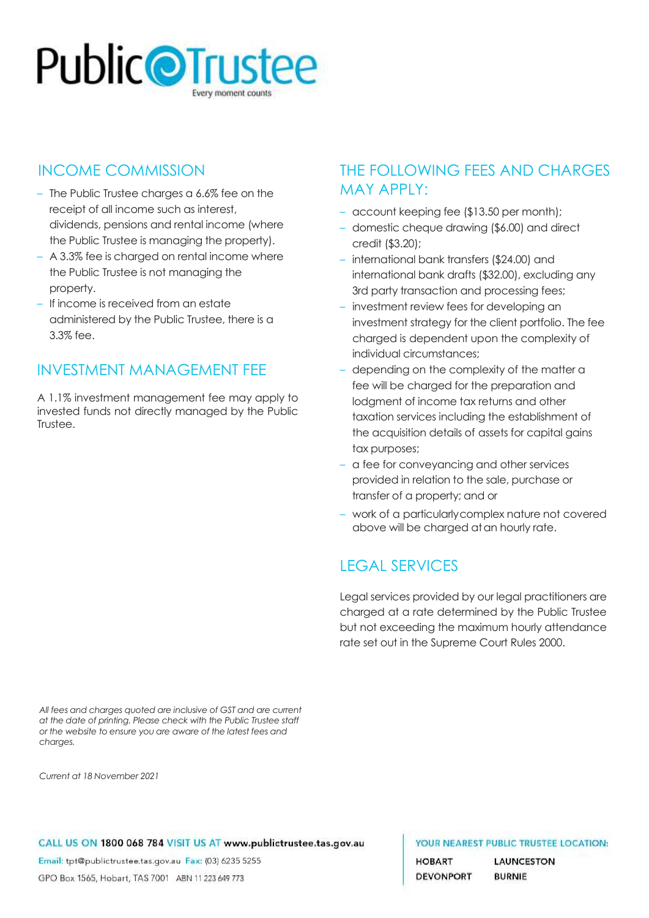Public Trustee
Every moment counts

## INCOME COMMISSION

- The Public Trustee charges a 6.6% fee on the receipt of all income such as interest, dividends, pensions and rental income (where the Public Trustee is managing the property).
- A 3.3% fee is charged on rental income where the Public Trustee is not managing the property.
- If income is received from an estate administered by the Public Trustee, there is a 3.3% fee.

## INVESTMENT MANAGEMENT FEE

A 1.1% investment management fee may apply to invested funds not directly managed by the Public Trustee.

## THE FOLLOWING FEES AND CHARGES MAY APPLY:

- account keeping fee ($13.50 per month);
- domestic cheque drawing ($6.00) and direct credit ($3.20);
- international bank transfers ($24.00) and international bank drafts ($32.00), excluding any 3rd party transaction and processing fees;
- investment review fees for developing an investment strategy for the client portfolio. The fee charged is dependent upon the complexity of individual circumstances;
- depending on the complexity of the matter a fee will be charged for the preparation and lodgment of income tax returns and other taxation services including the establishment of the acquisition details of assets for capital gains tax purposes;
- a fee for conveyancing and other services provided in relation to the sale, purchase or transfer of a property; and or
- work of a particularly complex nature not covered above will be charged at an hourly rate.

## LEGAL SERVICES

Legal services provided by our legal practitioners are charged at a rate determined by the Public Trustee but not exceeding the maximum hourly attendance rate set out in the Supreme Court Rules 2000.

*All fees and charges quoted are inclusive of GST and are current at the date of printing. Please check with the Public Trustee staff or the website to ensure you are aware of the latest fees and charges.*

*Current at 18 November 2021*

CALL US ON **1800 068 784** VISIT US AT **www.publictrustee.tas.gov.au**

Email: tpt@publictrustee.tas.gov.au Fax: (03) 6235 5255

GPO Box 1565, Hobart, TAS 7001 ABN 11 223 649 773

YOUR NEAREST PUBLIC TRUSTEE LOCATION:

HOBART LAUNCESTON
DEVONPORT BURNIE